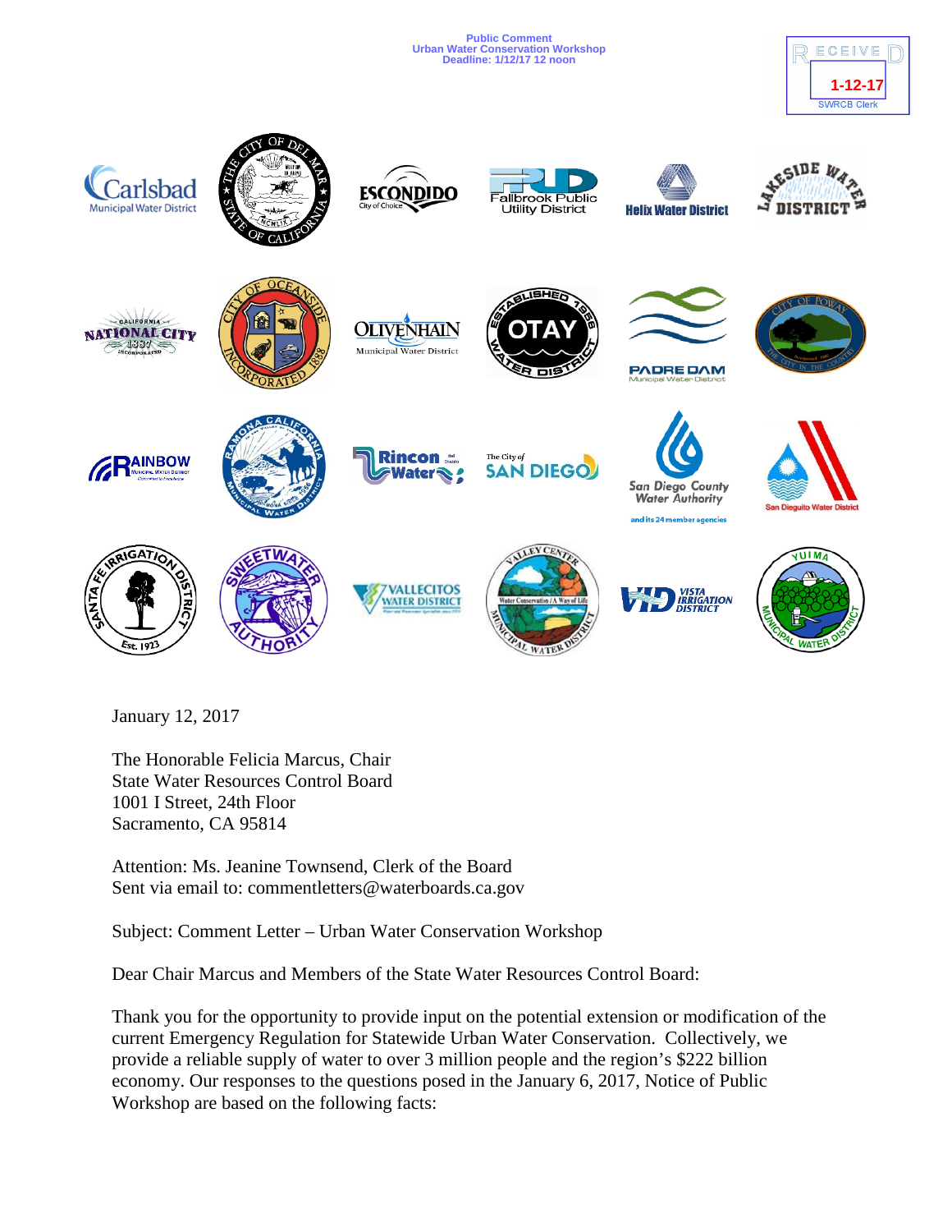Public Comment
Urban Water Conservation Workshop
Deadline: 1/12/17 12 noon

RECEIVED
1-12-17
SWRCB Clerk

January 12, 2017

The Honorable Felicia Marcus, Chair
State Water Resources Control Board
1001 I Street, 24th Floor
Sacramento, CA 95814

Attention: Ms. Jeanine Townsend, Clerk of the Board
Sent via email to: commentletters@waterboards.ca.gov

Subject: Comment Letter – Urban Water Conservation Workshop

Dear Chair Marcus and Members of the State Water Resources Control Board:

Thank you for the opportunity to provide input on the potential extension or modification of the current Emergency Regulation for Statewide Urban Water Conservation. Collectively, we provide a reliable supply of water to over 3 million people and the region's $222 billion economy. Our responses to the questions posed in the January 6, 2017, Notice of Public Workshop are based on the following facts: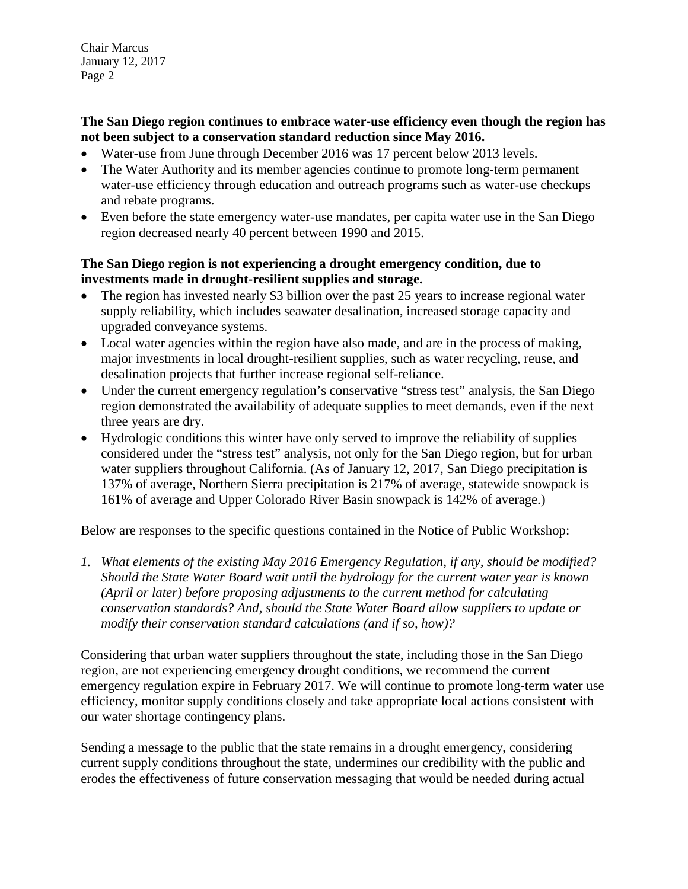**The San Diego region continues to embrace water-use efficiency even though the region has not been subject to a conservation standard reduction since May 2016.**

- Water-use from June through December 2016 was 17 percent below 2013 levels.
- The Water Authority and its member agencies continue to promote long-term permanent water-use efficiency through education and outreach programs such as water-use checkups and rebate programs.
- Even before the state emergency water-use mandates, per capita water use in the San Diego region decreased nearly 40 percent between 1990 and 2015.

**The San Diego region is not experiencing a drought emergency condition, due to investments made in drought-resilient supplies and storage.**

- The region has invested nearly $3 billion over the past 25 years to increase regional water supply reliability, which includes seawater desalination, increased storage capacity and upgraded conveyance systems.
- Local water agencies within the region have also made, and are in the process of making, major investments in local drought-resilient supplies, such as water recycling, reuse, and desalination projects that further increase regional self-reliance.
- Under the current emergency regulation's conservative "stress test" analysis, the San Diego region demonstrated the availability of adequate supplies to meet demands, even if the next three years are dry.
- Hydrologic conditions this winter have only served to improve the reliability of supplies considered under the "stress test" analysis, not only for the San Diego region, but for urban water suppliers throughout California. (As of January 12, 2017, San Diego precipitation is 137% of average, Northern Sierra precipitation is 217% of average, statewide snowpack is 161% of average and Upper Colorado River Basin snowpack is 142% of average.)

Below are responses to the specific questions contained in the Notice of Public Workshop:

1. *What elements of the existing May 2016 Emergency Regulation, if any, should be modified? Should the State Water Board wait until the hydrology for the current water year is known (April or later) before proposing adjustments to the current method for calculating conservation standards? And, should the State Water Board allow suppliers to update or modify their conservation standard calculations (and if so, how)?*

Considering that urban water suppliers throughout the state, including those in the San Diego region, are not experiencing emergency drought conditions, we recommend the current emergency regulation expire in February 2017. We will continue to promote long-term water use efficiency, monitor supply conditions closely and take appropriate local actions consistent with our water shortage contingency plans.

Sending a message to the public that the state remains in a drought emergency, considering current supply conditions throughout the state, undermines our credibility with the public and erodes the effectiveness of future conservation messaging that would be needed during actual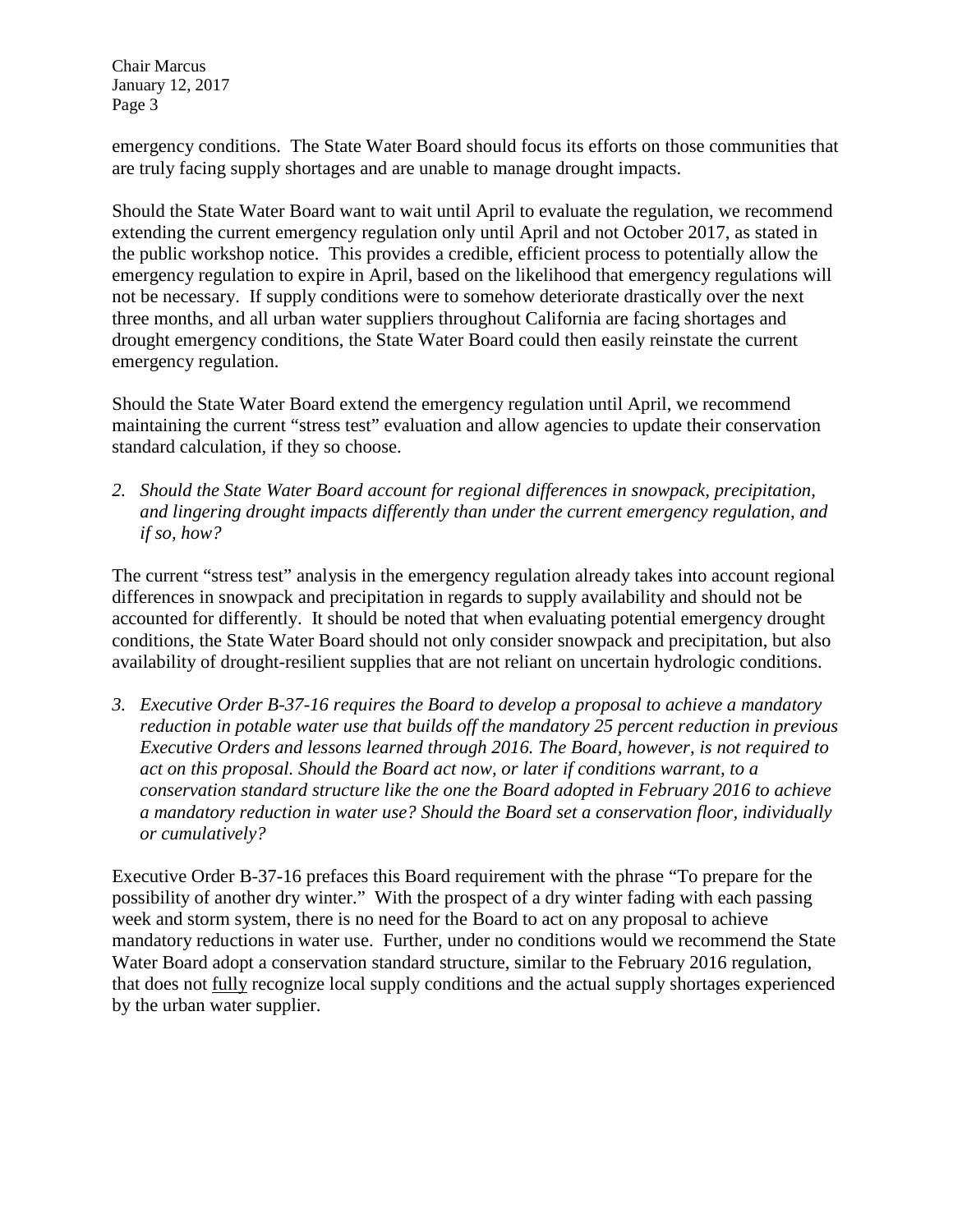emergency conditions. The State Water Board should focus its efforts on those communities that are truly facing supply shortages and are unable to manage drought impacts.

Should the State Water Board want to wait until April to evaluate the regulation, we recommend extending the current emergency regulation only until April and not October 2017, as stated in the public workshop notice. This provides a credible, efficient process to potentially allow the emergency regulation to expire in April, based on the likelihood that emergency regulations will not be necessary. If supply conditions were to somehow deteriorate drastically over the next three months, and all urban water suppliers throughout California are facing shortages and drought emergency conditions, the State Water Board could then easily reinstate the current emergency regulation.

Should the State Water Board extend the emergency regulation until April, we recommend maintaining the current "stress test" evaluation and allow agencies to update their conservation standard calculation, if they so choose.

2. *Should the State Water Board account for regional differences in snowpack, precipitation, and lingering drought impacts differently than under the current emergency regulation, and if so, how?*

The current "stress test" analysis in the emergency regulation already takes into account regional differences in snowpack and precipitation in regards to supply availability and should not be accounted for differently. It should be noted that when evaluating potential emergency drought conditions, the State Water Board should not only consider snowpack and precipitation, but also availability of drought-resilient supplies that are not reliant on uncertain hydrologic conditions.

3. *Executive Order B-37-16 requires the Board to develop a proposal to achieve a mandatory reduction in potable water use that builds off the mandatory 25 percent reduction in previous Executive Orders and lessons learned through 2016. The Board, however, is not required to act on this proposal. Should the Board act now, or later if conditions warrant, to a conservation standard structure like the one the Board adopted in February 2016 to achieve a mandatory reduction in water use? Should the Board set a conservation floor, individually or cumulatively?*

Executive Order B-37-16 prefaces this Board requirement with the phrase "To prepare for the possibility of another dry winter." With the prospect of a dry winter fading with each passing week and storm system, there is no need for the Board to act on any proposal to achieve mandatory reductions in water use. Further, under no conditions would we recommend the State Water Board adopt a conservation standard structure, similar to the February 2016 regulation, that does not <u>fully</u> recognize local supply conditions and the actual supply shortages experienced by the urban water supplier.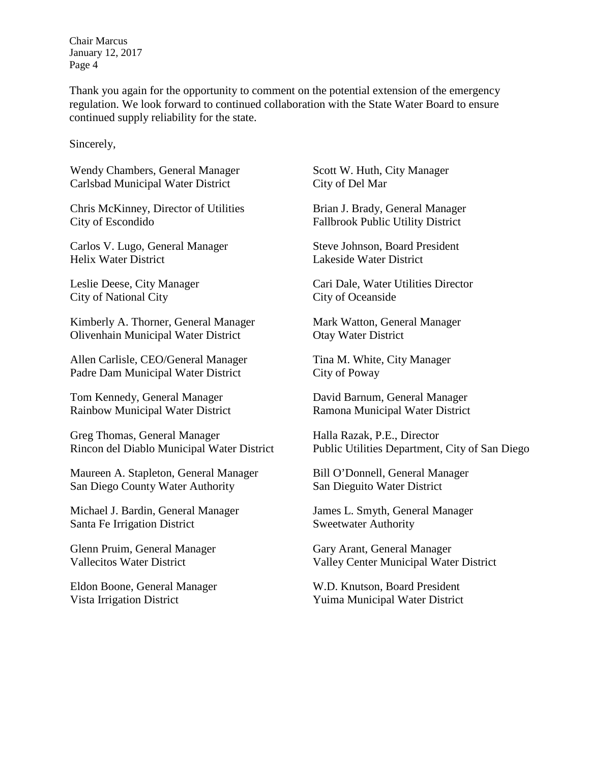Thank you again for the opportunity to comment on the potential extension of the emergency regulation. We look forward to continued collaboration with the State Water Board to ensure continued supply reliability for the state.

Sincerely,

Wendy Chambers, General Manager
Carlsbad Municipal Water District

Scott W. Huth, City Manager
City of Del Mar

Chris McKinney, Director of Utilities
City of Escondido

Brian J. Brady, General Manager
Fallbrook Public Utility District

Carlos V. Lugo, General Manager
Helix Water District

Steve Johnson, Board President
Lakeside Water District

Leslie Deese, City Manager
City of National City

Cari Dale, Water Utilities Director
City of Oceanside

Kimberly A. Thorner, General Manager
Olivenhain Municipal Water District

Mark Watton, General Manager
Otay Water District

Allen Carlisle, CEO/General Manager
Padre Dam Municipal Water District

Tina M. White, City Manager
City of Poway

Tom Kennedy, General Manager
Rainbow Municipal Water District

David Barnum, General Manager
Ramona Municipal Water District

Greg Thomas, General Manager
Rincon del Diablo Municipal Water District

Halla Razak, P.E., Director
Public Utilities Department, City of San Diego

Maureen A. Stapleton, General Manager
San Diego County Water Authority

Bill O'Donnell, General Manager
San Dieguito Water District

Michael J. Bardin, General Manager
Santa Fe Irrigation District

James L. Smyth, General Manager
Sweetwater Authority

Glenn Pruim, General Manager
Vallecitos Water District

Gary Arant, General Manager
Valley Center Municipal Water District

Eldon Boone, General Manager
Vista Irrigation District

W.D. Knutson, Board President
Yuima Municipal Water District